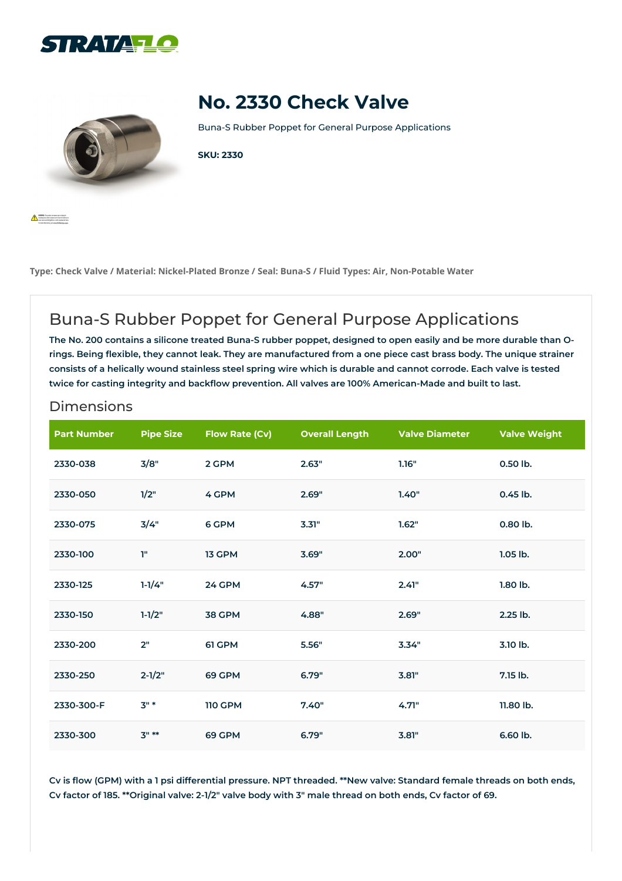# No. 2330 Check Valve

Buna-S Rubber Poppet for General Purpose Applications

**SKU: 2330**

**Type: Check Valve / Material: Nickel-Plated Bronze / Seal: Buna-S / Fluid Types: Air, Non-Potable Water**

## Buna-S Rubber Poppet for General Purpose Applications

**The No. 200 contains a silicone treated Buna-S rubber poppet, designed to open easily and be more durable than O-rings. Being flexible, they cannot leak. They are manufactured from a one piece cast brass body. The unique strainer consists of a helically wound stainless steel spring wire which is durable and cannot corrode. Each valve is tested twice for casting integrity and backflow prevention. All valves are 100% American-Made and built to last.**

### Dimensions

| Part Number | Pipe Size | Flow Rate (Cv) | Overall Length | Valve Diameter | Valve Weight |
|---|---|---|---|---|---|
| 2330-038 | 3/8" | 2 GPM | 2.63" | 1.16" | 0.50 lb. |
| 2330-050 | 1/2" | 4 GPM | 2.69" | 1.40" | 0.45 lb. |
| 2330-075 | 3/4" | 6 GPM | 3.31" | 1.62" | 0.80 lb. |
| 2330-100 | 1" | 13 GPM | 3.69" | 2.00" | 1.05 lb. |
| 2330-125 | 1-1/4" | 24 GPM | 4.57" | 2.41" | 1.80 lb. |
| 2330-150 | 1-1/2" | 38 GPM | 4.88" | 2.69" | 2.25 lb. |
| 2330-200 | 2" | 61 GPM | 5.56" | 3.34" | 3.10 lb. |
| 2330-250 | 2-1/2" | 69 GPM | 6.79" | 3.81" | 7.15 lb. |
| 2330-300-F | 3" * | 110 GPM | 7.40" | 4.71" | 11.80 lb. |
| 2330-300 | 3" ** | 69 GPM | 6.79" | 3.81" | 6.60 lb. |

**Cv is flow (GPM) with a 1 psi differential pressure. NPT threaded. **New valve: Standard female threads on both ends, Cv factor of 185. **Original valve: 2-1/2" valve body with 3" male thread on both ends, Cv factor of 69.**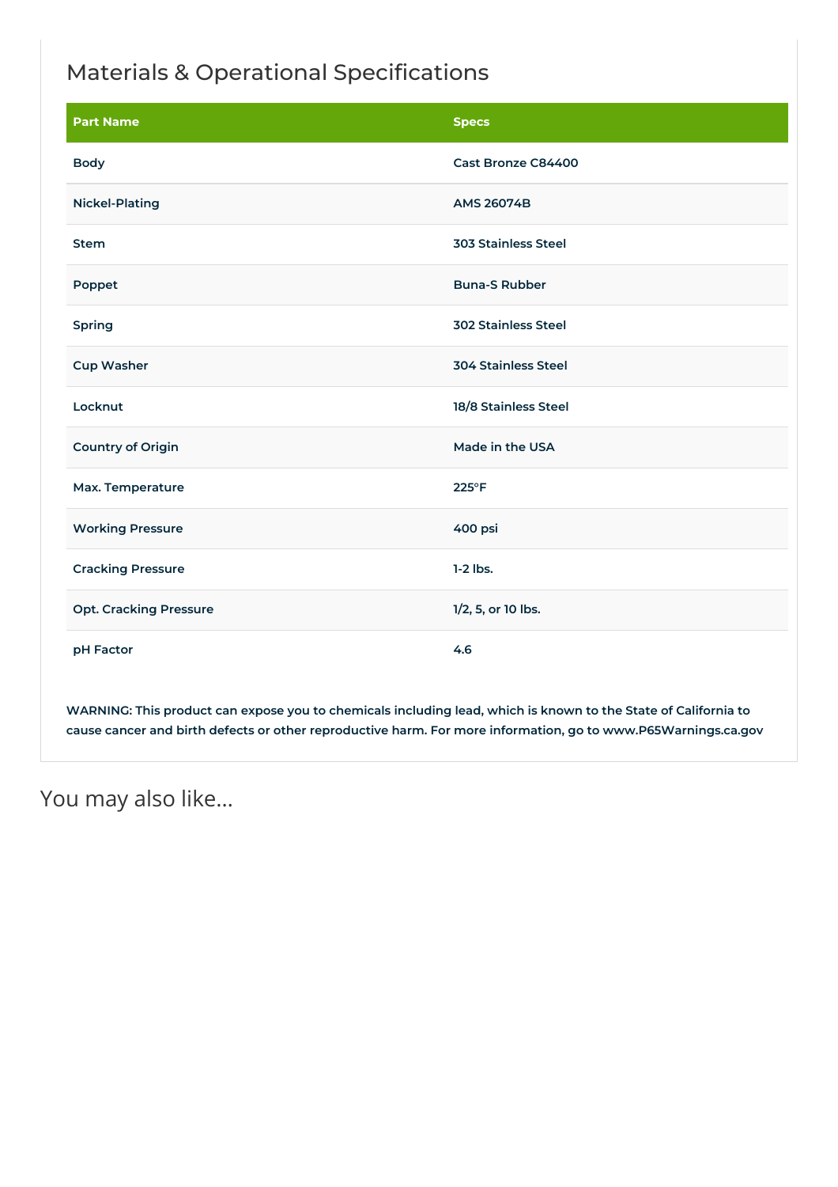## Materials & Operational Specifications

| Part Name | Specs |
|---|---|
| Body | Cast Bronze C84400 |
| Nickel-Plating | AMS 26074B |
| Stem | 303 Stainless Steel |
| Poppet | Buna-S Rubber |
| Spring | 302 Stainless Steel |
| Cup Washer | 304 Stainless Steel |
| Locknut | 18/8 Stainless Steel |
| Country of Origin | Made in the USA |
| Max. Temperature | 225°F |
| Working Pressure | 400 psi |
| Cracking Pressure | 1-2 lbs. |
| Opt. Cracking Pressure | 1/2, 5, or 10 lbs. |
| pH Factor | 4.6 |

**WARNING: This product can expose you to chemicals including lead, which is known to the State of California to cause cancer and birth defects or other reproductive harm. For more information, go to www.P65Warnings.ca.gov**

## You may also like…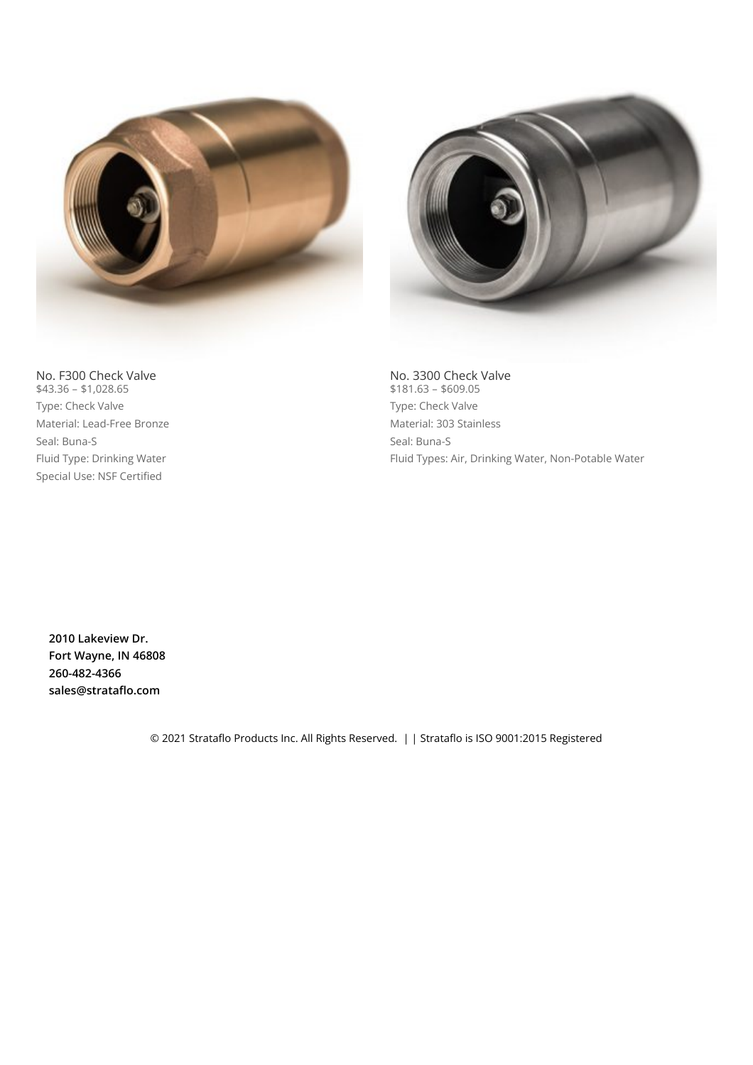No. F300 Check Valve
$43.36 – $1,028.65
Type: Check Valve
Material: Lead-Free Bronze
Seal: Buna-S
Fluid Type: Drinking Water
Special Use: NSF Certified

No. 3300 Check Valve
$181.63 – $609.05
Type: Check Valve
Material: 303 Stainless
Seal: Buna-S
Fluid Types: Air, Drinking Water, Non-Potable Water

**2010 Lakeview Dr.**
**Fort Wayne, IN 46808**
**260-482-4366**
**sales@strataflo.com**

© 2021 Strataflo Products Inc. All Rights Reserved. | | Strataflo is ISO 9001:2015 Registered